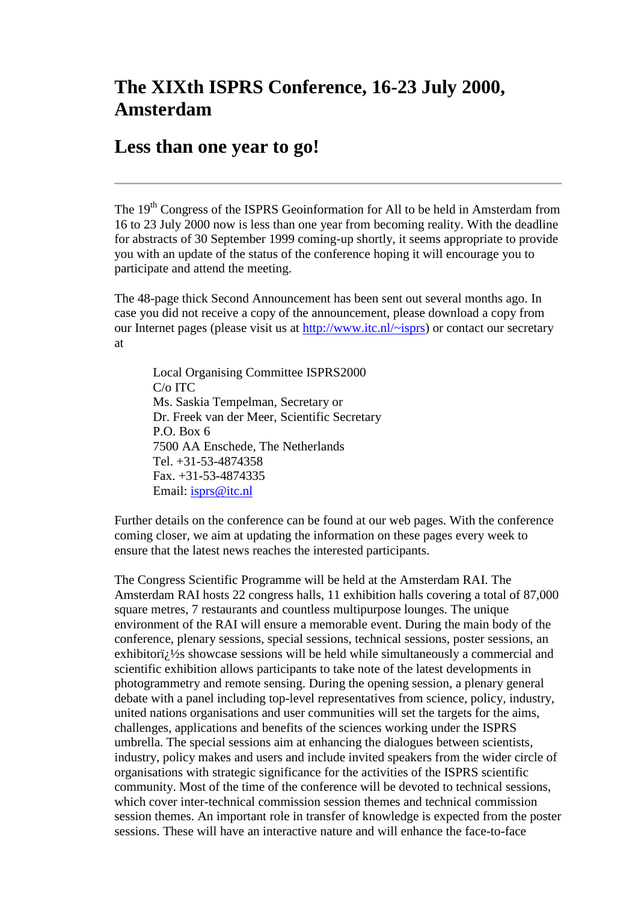# The XIXth ISPRS Conference, 16-23 July 2000, Amsterdam

# Less than one year to go!

---

The 19th Congress of the ISPRS Geoinformation for All to be held in Amsterdam from 16 to 23 July 2000 now is less than one year from becoming reality. With the deadline for abstracts of 30 September 1999 coming-up shortly, it seems appropriate to provide you with an update of the status of the conference hoping it will encourage you to participate and attend the meeting.

The 48-page thick Second Announcement has been sent out several months ago. In case you did not receive a copy of the announcement, please download a copy from our Internet pages (please visit us at http://www.itc.nl/~isprs) or contact our secretary at

> Local Organising Committee ISPRS2000
> C/o ITC
> Ms. Saskia Tempelman, Secretary or
> Dr. Freek van der Meer, Scientific Secretary
> P.O. Box 6
> 7500 AA Enschede, The Netherlands
> Tel. +31-53-4874358
> Fax. +31-53-4874335
> Email: isprs@itc.nl

Further details on the conference can be found at our web pages. With the conference coming closer, we aim at updating the information on these pages every week to ensure that the latest news reaches the interested participants.

The Congress Scientific Programme will be held at the Amsterdam RAI. The Amsterdam RAI hosts 22 congress halls, 11 exhibition halls covering a total of 87,000 square metres, 7 restaurants and countless multipurpose lounges. The unique environment of the RAI will ensure a memorable event. During the main body of the conference, plenary sessions, special sessions, technical sessions, poster sessions, an exhibitorï¿½s showcase sessions will be held while simultaneously a commercial and scientific exhibition allows participants to take note of the latest developments in photogrammetry and remote sensing. During the opening session, a plenary general debate with a panel including top-level representatives from science, policy, industry, united nations organisations and user communities will set the targets for the aims, challenges, applications and benefits of the sciences working under the ISPRS umbrella. The special sessions aim at enhancing the dialogues between scientists, industry, policy makes and users and include invited speakers from the wider circle of organisations with strategic significance for the activities of the ISPRS scientific community. Most of the time of the conference will be devoted to technical sessions, which cover inter-technical commission session themes and technical commission session themes. An important role in transfer of knowledge is expected from the poster sessions. These will have an interactive nature and will enhance the face-to-face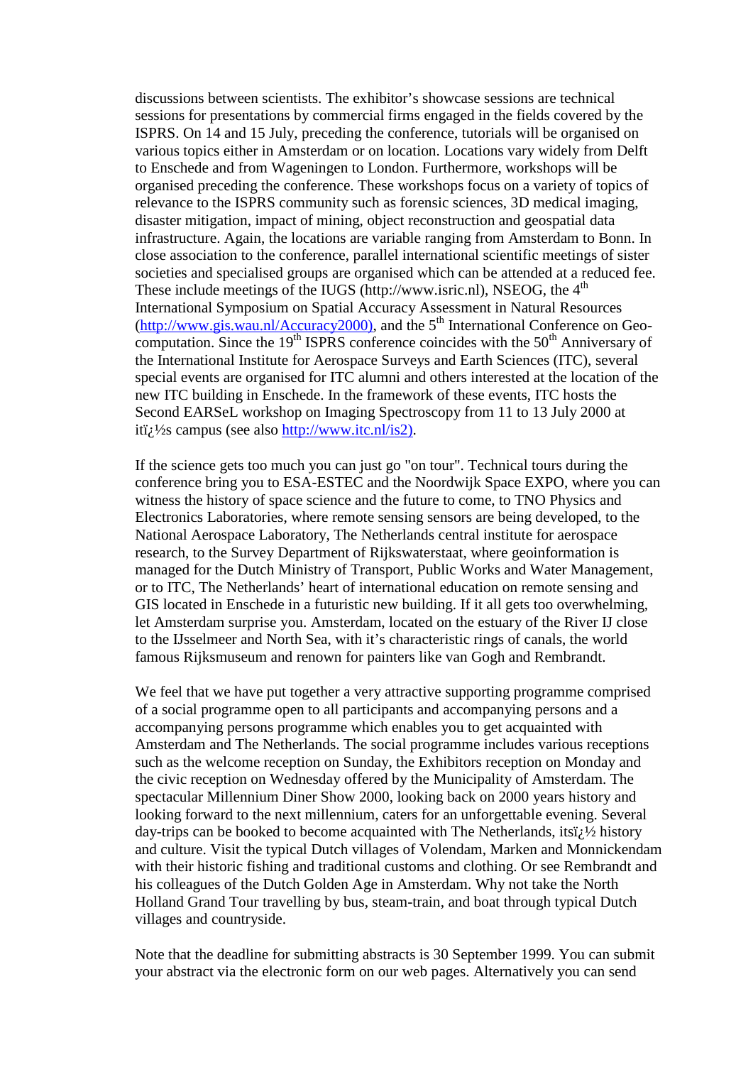discussions between scientists. The exhibitor's showcase sessions are technical sessions for presentations by commercial firms engaged in the fields covered by the ISPRS. On 14 and 15 July, preceding the conference, tutorials will be organised on various topics either in Amsterdam or on location. Locations vary widely from Delft to Enschede and from Wageningen to London. Furthermore, workshops will be organised preceding the conference. These workshops focus on a variety of topics of relevance to the ISPRS community such as forensic sciences, 3D medical imaging, disaster mitigation, impact of mining, object reconstruction and geospatial data infrastructure. Again, the locations are variable ranging from Amsterdam to Bonn. In close association to the conference, parallel international scientific meetings of sister societies and specialised groups are organised which can be attended at a reduced fee. These include meetings of the IUGS (http://www.isric.nl), NSEOG, the 4th International Symposium on Spatial Accuracy Assessment in Natural Resources (http://www.gis.wau.nl/Accuracy2000), and the 5th International Conference on Geo-computation. Since the 19th ISPRS conference coincides with the 50th Anniversary of the International Institute for Aerospace Surveys and Earth Sciences (ITC), several special events are organised for ITC alumni and others interested at the location of the new ITC building in Enschede. In the framework of these events, ITC hosts the Second EARSeL workshop on Imaging Spectroscopy from 11 to 13 July 2000 at itï¿½s campus (see also http://www.itc.nl/is2).

If the science gets too much you can just go "on tour". Technical tours during the conference bring you to ESA-ESTEC and the Noordwijk Space EXPO, where you can witness the history of space science and the future to come, to TNO Physics and Electronics Laboratories, where remote sensing sensors are being developed, to the National Aerospace Laboratory, The Netherlands central institute for aerospace research, to the Survey Department of Rijkswaterstaat, where geoinformation is managed for the Dutch Ministry of Transport, Public Works and Water Management, or to ITC, The Netherlands' heart of international education on remote sensing and GIS located in Enschede in a futuristic new building. If it all gets too overwhelming, let Amsterdam surprise you. Amsterdam, located on the estuary of the River IJ close to the IJsselmeer and North Sea, with it's characteristic rings of canals, the world famous Rijksmuseum and renown for painters like van Gogh and Rembrandt.

We feel that we have put together a very attractive supporting programme comprised of a social programme open to all participants and accompanying persons and a accompanying persons programme which enables you to get acquainted with Amsterdam and The Netherlands. The social programme includes various receptions such as the welcome reception on Sunday, the Exhibitors reception on Monday and the civic reception on Wednesday offered by the Municipality of Amsterdam. The spectacular Millennium Diner Show 2000, looking back on 2000 years history and looking forward to the next millennium, caters for an unforgettable evening. Several day-trips can be booked to become acquainted with The Netherlands, itsï¿½ history and culture. Visit the typical Dutch villages of Volendam, Marken and Monnickendam with their historic fishing and traditional customs and clothing. Or see Rembrandt and his colleagues of the Dutch Golden Age in Amsterdam. Why not take the North Holland Grand Tour travelling by bus, steam-train, and boat through typical Dutch villages and countryside.

Note that the deadline for submitting abstracts is 30 September 1999. You can submit your abstract via the electronic form on our web pages. Alternatively you can send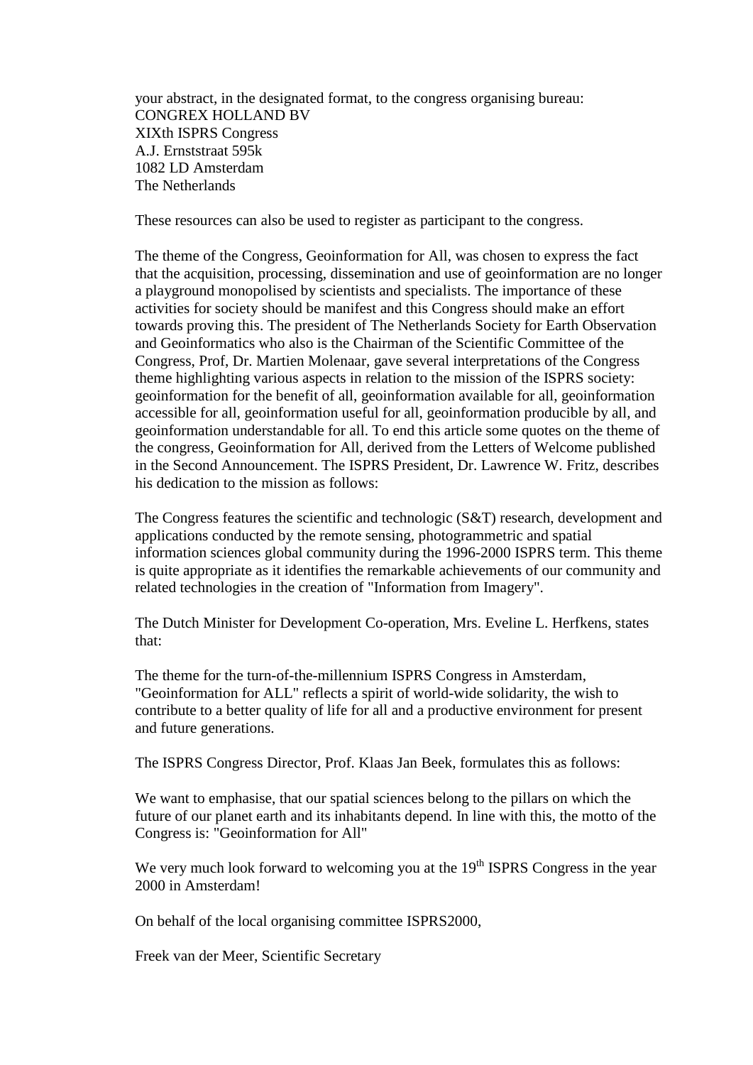your abstract, in the designated format, to the congress organising bureau:
CONGREX HOLLAND BV
XIXth ISPRS Congress
A.J. Ernststraat 595k
1082 LD Amsterdam
The Netherlands

These resources can also be used to register as participant to the congress.

The theme of the Congress, Geoinformation for All, was chosen to express the fact that the acquisition, processing, dissemination and use of geoinformation are no longer a playground monopolised by scientists and specialists. The importance of these activities for society should be manifest and this Congress should make an effort towards proving this. The president of The Netherlands Society for Earth Observation and Geoinformatics who also is the Chairman of the Scientific Committee of the Congress, Prof, Dr. Martien Molenaar, gave several interpretations of the Congress theme highlighting various aspects in relation to the mission of the ISPRS society: geoinformation for the benefit of all, geoinformation available for all, geoinformation accessible for all, geoinformation useful for all, geoinformation producible by all, and geoinformation understandable for all. To end this article some quotes on the theme of the congress, Geoinformation for All, derived from the Letters of Welcome published in the Second Announcement. The ISPRS President, Dr. Lawrence W. Fritz, describes his dedication to the mission as follows:

The Congress features the scientific and technologic (S&T) research, development and applications conducted by the remote sensing, photogrammetric and spatial information sciences global community during the 1996-2000 ISPRS term. This theme is quite appropriate as it identifies the remarkable achievements of our community and related technologies in the creation of "Information from Imagery".

The Dutch Minister for Development Co-operation, Mrs. Eveline L. Herfkens, states that:

The theme for the turn-of-the-millennium ISPRS Congress in Amsterdam, "Geoinformation for ALL" reflects a spirit of world-wide solidarity, the wish to contribute to a better quality of life for all and a productive environment for present and future generations.

The ISPRS Congress Director, Prof. Klaas Jan Beek, formulates this as follows:

We want to emphasise, that our spatial sciences belong to the pillars on which the future of our planet earth and its inhabitants depend. In line with this, the motto of the Congress is: "Geoinformation for All"

We very much look forward to welcoming you at the 19th ISPRS Congress in the year 2000 in Amsterdam!

On behalf of the local organising committee ISPRS2000,

Freek van der Meer, Scientific Secretary